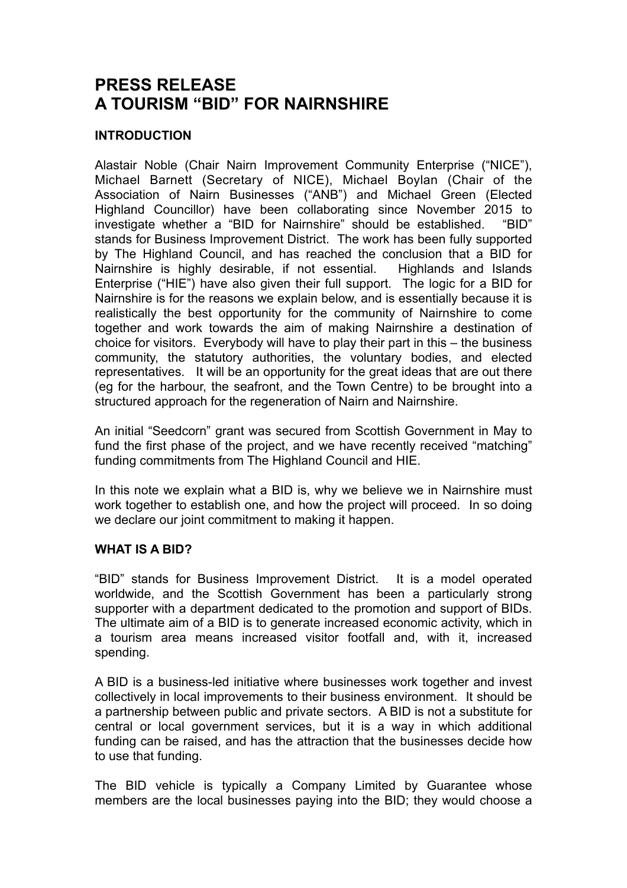# PRESS RELEASE
# A TOURISM "BID" FOR NAIRNSHIRE

## INTRODUCTION

Alastair Noble (Chair Nairn Improvement Community Enterprise ("NICE"), Michael Barnett (Secretary of NICE), Michael Boylan (Chair of the Association of Nairn Businesses ("ANB") and Michael Green (Elected Highland Councillor) have been collaborating since November 2015 to investigate whether a "BID for Nairnshire" should be established. "BID" stands for Business Improvement District. The work has been fully supported by The Highland Council, and has reached the conclusion that a BID for Nairnshire is highly desirable, if not essential. Highlands and Islands Enterprise ("HIE") have also given their full support. The logic for a BID for Nairnshire is for the reasons we explain below, and is essentially because it is realistically the best opportunity for the community of Nairnshire to come together and work towards the aim of making Nairnshire a destination of choice for visitors. Everybody will have to play their part in this – the business community, the statutory authorities, the voluntary bodies, and elected representatives. It will be an opportunity for the great ideas that are out there (eg for the harbour, the seafront, and the Town Centre) to be brought into a structured approach for the regeneration of Nairn and Nairnshire.

An initial "Seedcorn" grant was secured from Scottish Government in May to fund the first phase of the project, and we have recently received "matching" funding commitments from The Highland Council and HIE.

In this note we explain what a BID is, why we believe we in Nairnshire must work together to establish one, and how the project will proceed. In so doing we declare our joint commitment to making it happen.

## WHAT IS A BID?

"BID" stands for Business Improvement District. It is a model operated worldwide, and the Scottish Government has been a particularly strong supporter with a department dedicated to the promotion and support of BIDs. The ultimate aim of a BID is to generate increased economic activity, which in a tourism area means increased visitor footfall and, with it, increased spending.

A BID is a business-led initiative where businesses work together and invest collectively in local improvements to their business environment. It should be a partnership between public and private sectors. A BID is not a substitute for central or local government services, but it is a way in which additional funding can be raised, and has the attraction that the businesses decide how to use that funding.

The BID vehicle is typically a Company Limited by Guarantee whose members are the local businesses paying into the BID; they would choose a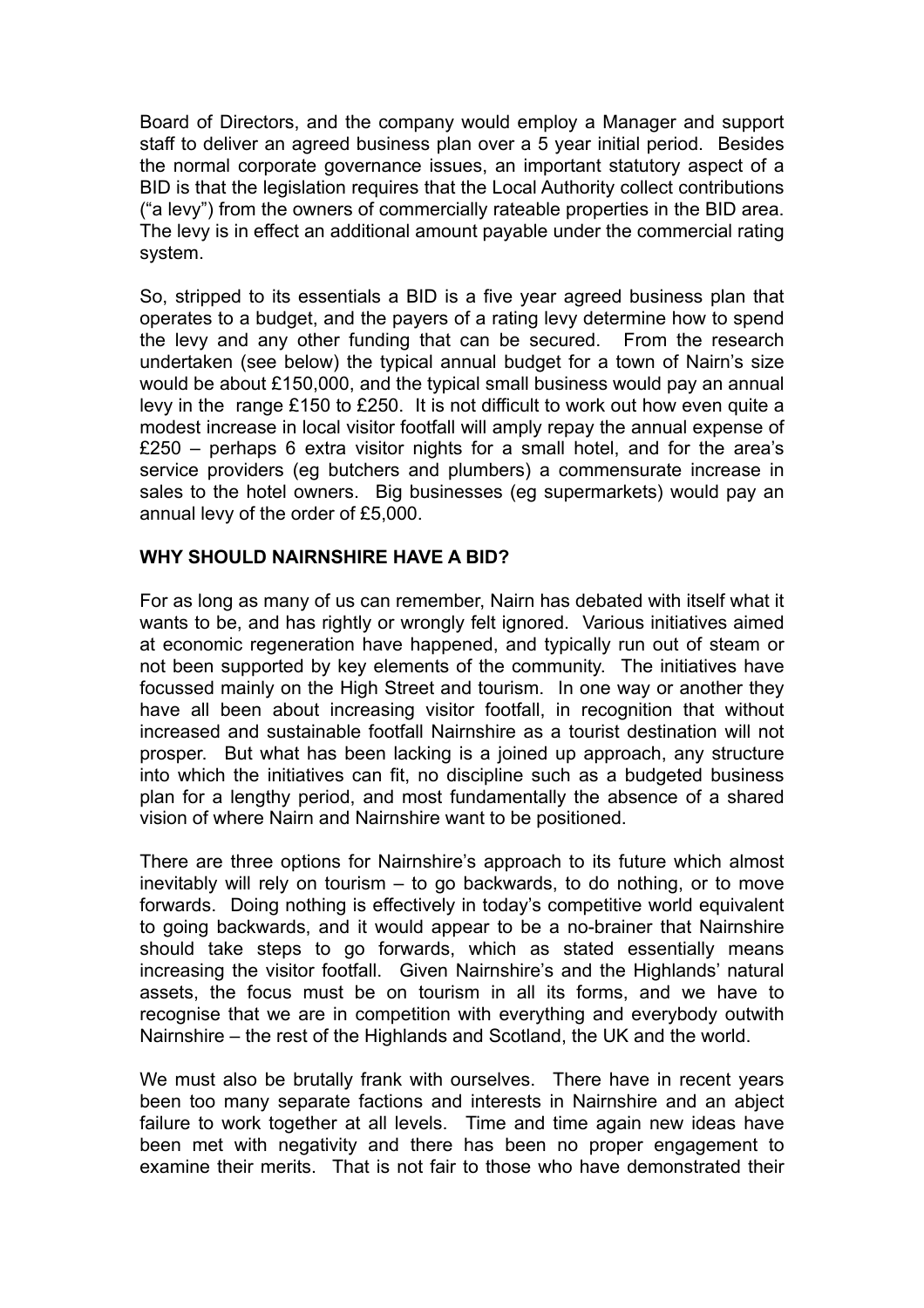Board of Directors, and the company would employ a Manager and support staff to deliver an agreed business plan over a 5 year initial period. Besides the normal corporate governance issues, an important statutory aspect of a BID is that the legislation requires that the Local Authority collect contributions ("a levy") from the owners of commercially rateable properties in the BID area. The levy is in effect an additional amount payable under the commercial rating system.

So, stripped to its essentials a BID is a five year agreed business plan that operates to a budget, and the payers of a rating levy determine how to spend the levy and any other funding that can be secured. From the research undertaken (see below) the typical annual budget for a town of Nairn's size would be about £150,000, and the typical small business would pay an annual levy in the range £150 to £250. It is not difficult to work out how even quite a modest increase in local visitor footfall will amply repay the annual expense of £250 – perhaps 6 extra visitor nights for a small hotel, and for the area's service providers (eg butchers and plumbers) a commensurate increase in sales to the hotel owners. Big businesses (eg supermarkets) would pay an annual levy of the order of £5,000.

**WHY SHOULD NAIRNSHIRE HAVE A BID?**

For as long as many of us can remember, Nairn has debated with itself what it wants to be, and has rightly or wrongly felt ignored. Various initiatives aimed at economic regeneration have happened, and typically run out of steam or not been supported by key elements of the community. The initiatives have focussed mainly on the High Street and tourism. In one way or another they have all been about increasing visitor footfall, in recognition that without increased and sustainable footfall Nairnshire as a tourist destination will not prosper. But what has been lacking is a joined up approach, any structure into which the initiatives can fit, no discipline such as a budgeted business plan for a lengthy period, and most fundamentally the absence of a shared vision of where Nairn and Nairnshire want to be positioned.

There are three options for Nairnshire's approach to its future which almost inevitably will rely on tourism – to go backwards, to do nothing, or to move forwards. Doing nothing is effectively in today's competitive world equivalent to going backwards, and it would appear to be a no-brainer that Nairnshire should take steps to go forwards, which as stated essentially means increasing the visitor footfall. Given Nairnshire's and the Highlands' natural assets, the focus must be on tourism in all its forms, and we have to recognise that we are in competition with everything and everybody outwith Nairnshire – the rest of the Highlands and Scotland, the UK and the world.

We must also be brutally frank with ourselves. There have in recent years been too many separate factions and interests in Nairnshire and an abject failure to work together at all levels. Time and time again new ideas have been met with negativity and there has been no proper engagement to examine their merits. That is not fair to those who have demonstrated their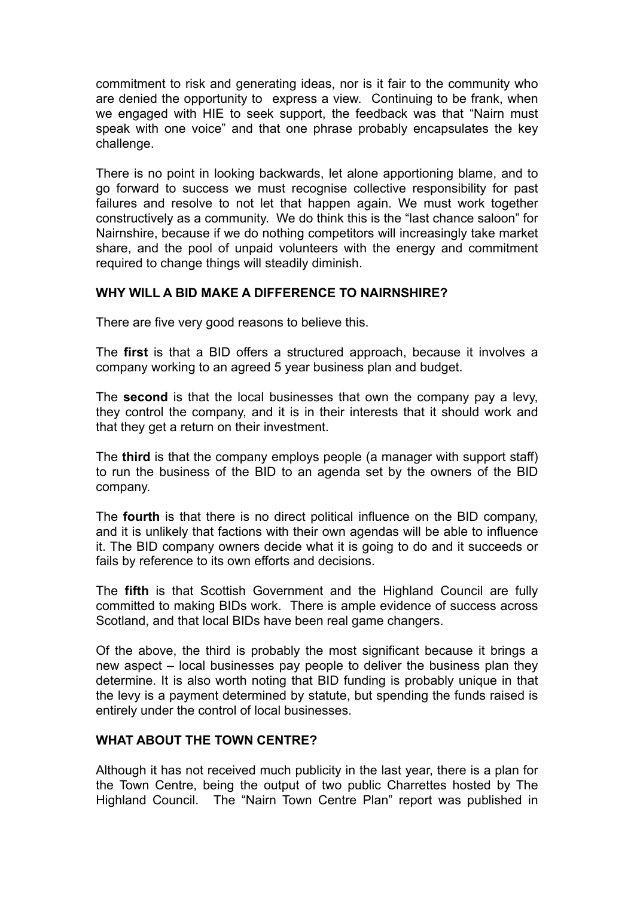commitment to risk and generating ideas, nor is it fair to the community who are denied the opportunity to express a view. Continuing to be frank, when we engaged with HIE to seek support, the feedback was that "Nairn must speak with one voice" and that one phrase probably encapsulates the key challenge.

There is no point in looking backwards, let alone apportioning blame, and to go forward to success we must recognise collective responsibility for past failures and resolve to not let that happen again. We must work together constructively as a community. We do think this is the "last chance saloon" for Nairnshire, because if we do nothing competitors will increasingly take market share, and the pool of unpaid volunteers with the energy and commitment required to change things will steadily diminish.

**WHY WILL A BID MAKE A DIFFERENCE TO NAIRNSHIRE?**

There are five very good reasons to believe this.

The **first** is that a BID offers a structured approach, because it involves a company working to an agreed 5 year business plan and budget.

The **second** is that the local businesses that own the company pay a levy, they control the company, and it is in their interests that it should work and that they get a return on their investment.

The **third** is that the company employs people (a manager with support staff) to run the business of the BID to an agenda set by the owners of the BID company.

The **fourth** is that there is no direct political influence on the BID company, and it is unlikely that factions with their own agendas will be able to influence it. The BID company owners decide what it is going to do and it succeeds or fails by reference to its own efforts and decisions.

The **fifth** is that Scottish Government and the Highland Council are fully committed to making BIDs work. There is ample evidence of success across Scotland, and that local BIDs have been real game changers.

Of the above, the third is probably the most significant because it brings a new aspect – local businesses pay people to deliver the business plan they determine. It is also worth noting that BID funding is probably unique in that the levy is a payment determined by statute, but spending the funds raised is entirely under the control of local businesses.

**WHAT ABOUT THE TOWN CENTRE?**

Although it has not received much publicity in the last year, there is a plan for the Town Centre, being the output of two public Charrettes hosted by The Highland Council. The "Nairn Town Centre Plan" report was published in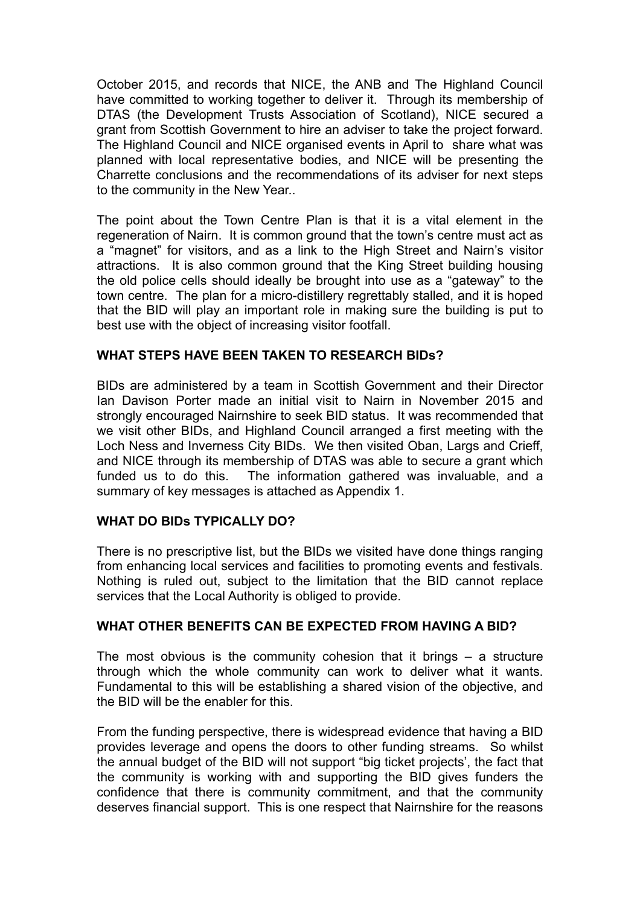October 2015, and records that NICE, the ANB and The Highland Council have committed to working together to deliver it. Through its membership of DTAS (the Development Trusts Association of Scotland), NICE secured a grant from Scottish Government to hire an adviser to take the project forward. The Highland Council and NICE organised events in April to share what was planned with local representative bodies, and NICE will be presenting the Charrette conclusions and the recommendations of its adviser for next steps to the community in the New Year..

The point about the Town Centre Plan is that it is a vital element in the regeneration of Nairn. It is common ground that the town's centre must act as a "magnet" for visitors, and as a link to the High Street and Nairn's visitor attractions. It is also common ground that the King Street building housing the old police cells should ideally be brought into use as a "gateway" to the town centre. The plan for a micro-distillery regrettably stalled, and it is hoped that the BID will play an important role in making sure the building is put to best use with the object of increasing visitor footfall.

**WHAT STEPS HAVE BEEN TAKEN TO RESEARCH BIDs?**

BIDs are administered by a team in Scottish Government and their Director Ian Davison Porter made an initial visit to Nairn in November 2015 and strongly encouraged Nairnshire to seek BID status. It was recommended that we visit other BIDs, and Highland Council arranged a first meeting with the Loch Ness and Inverness City BIDs. We then visited Oban, Largs and Crieff, and NICE through its membership of DTAS was able to secure a grant which funded us to do this. The information gathered was invaluable, and a summary of key messages is attached as Appendix 1.

**WHAT DO BIDs TYPICALLY DO?**

There is no prescriptive list, but the BIDs we visited have done things ranging from enhancing local services and facilities to promoting events and festivals. Nothing is ruled out, subject to the limitation that the BID cannot replace services that the Local Authority is obliged to provide.

**WHAT OTHER BENEFITS CAN BE EXPECTED FROM HAVING A BID?**

The most obvious is the community cohesion that it brings – a structure through which the whole community can work to deliver what it wants. Fundamental to this will be establishing a shared vision of the objective, and the BID will be the enabler for this.

From the funding perspective, there is widespread evidence that having a BID provides leverage and opens the doors to other funding streams. So whilst the annual budget of the BID will not support "big ticket projects', the fact that the community is working with and supporting the BID gives funders the confidence that there is community commitment, and that the community deserves financial support. This is one respect that Nairnshire for the reasons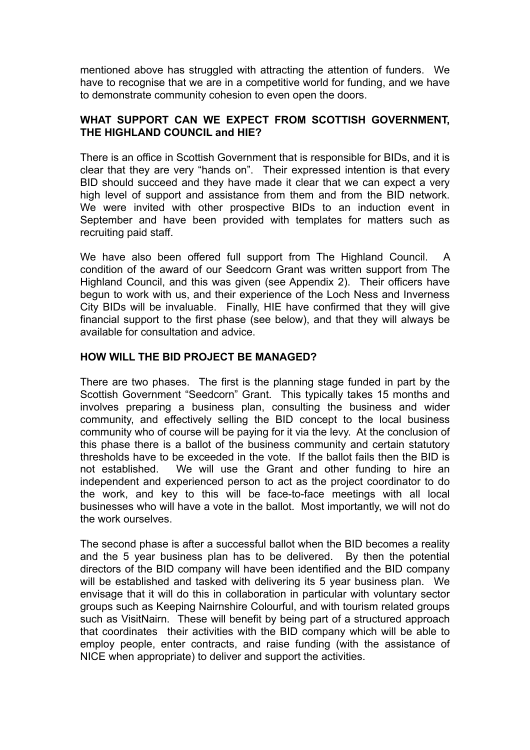mentioned above has struggled with attracting the attention of funders. We have to recognise that we are in a competitive world for funding, and we have to demonstrate community cohesion to even open the doors.

## WHAT SUPPORT CAN WE EXPECT FROM SCOTTISH GOVERNMENT, THE HIGHLAND COUNCIL and HIE?

There is an office in Scottish Government that is responsible for BIDs, and it is clear that they are very "hands on". Their expressed intention is that every BID should succeed and they have made it clear that we can expect a very high level of support and assistance from them and from the BID network. We were invited with other prospective BIDs to an induction event in September and have been provided with templates for matters such as recruiting paid staff.

We have also been offered full support from The Highland Council. A condition of the award of our Seedcorn Grant was written support from The Highland Council, and this was given (see Appendix 2). Their officers have begun to work with us, and their experience of the Loch Ness and Inverness City BIDs will be invaluable. Finally, HIE have confirmed that they will give financial support to the first phase (see below), and that they will always be available for consultation and advice.

## HOW WILL THE BID PROJECT BE MANAGED?

There are two phases. The first is the planning stage funded in part by the Scottish Government "Seedcorn" Grant. This typically takes 15 months and involves preparing a business plan, consulting the business and wider community, and effectively selling the BID concept to the local business community who of course will be paying for it via the levy. At the conclusion of this phase there is a ballot of the business community and certain statutory thresholds have to be exceeded in the vote. If the ballot fails then the BID is not established. We will use the Grant and other funding to hire an independent and experienced person to act as the project coordinator to do the work, and key to this will be face-to-face meetings with all local businesses who will have a vote in the ballot. Most importantly, we will not do the work ourselves.

The second phase is after a successful ballot when the BID becomes a reality and the 5 year business plan has to be delivered. By then the potential directors of the BID company will have been identified and the BID company will be established and tasked with delivering its 5 year business plan. We envisage that it will do this in collaboration in particular with voluntary sector groups such as Keeping Nairnshire Colourful, and with tourism related groups such as VisitNairn. These will benefit by being part of a structured approach that coordinates their activities with the BID company which will be able to employ people, enter contracts, and raise funding (with the assistance of NICE when appropriate) to deliver and support the activities.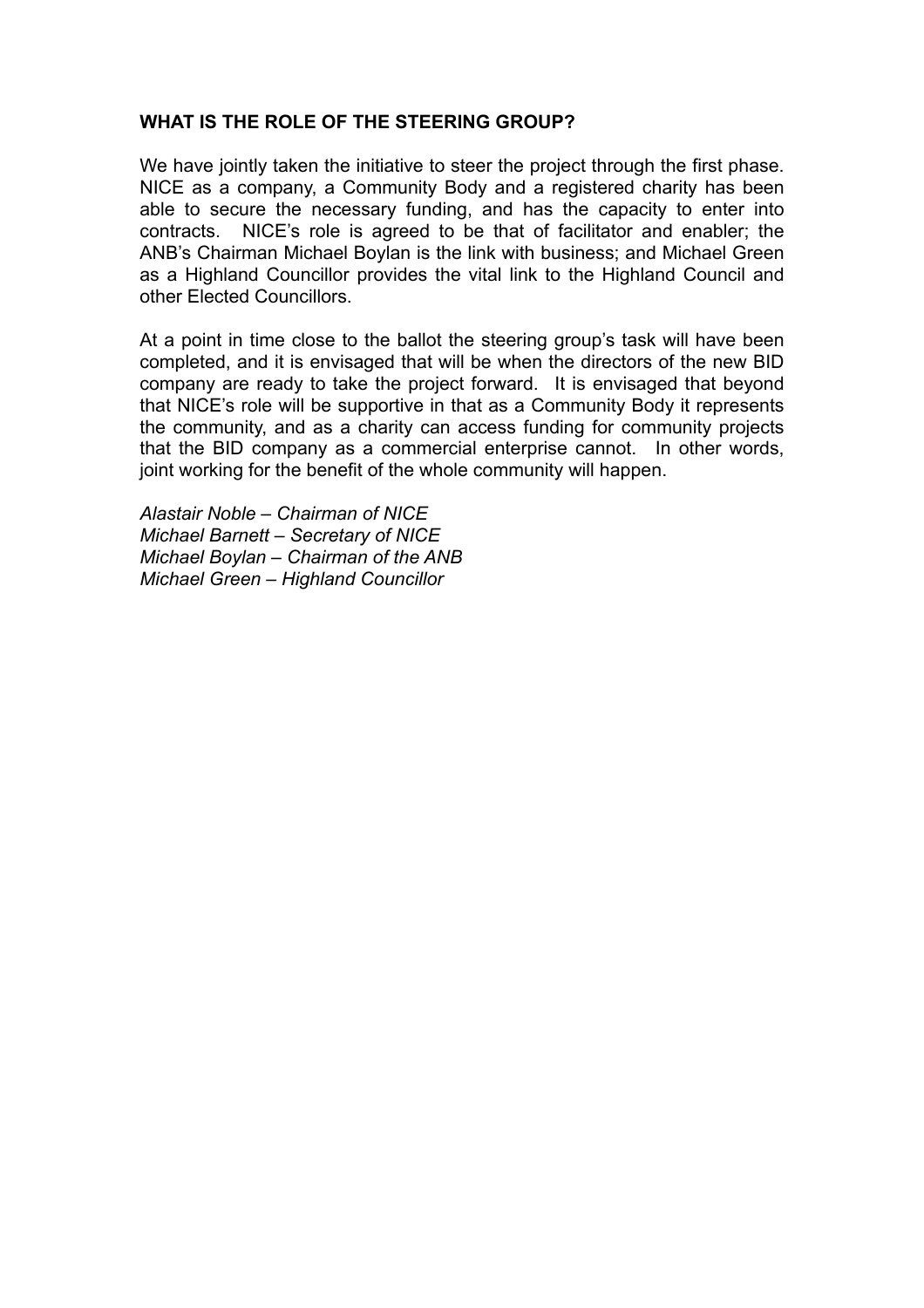**WHAT IS THE ROLE OF THE STEERING GROUP?**

We have jointly taken the initiative to steer the project through the first phase. NICE as a company, a Community Body and a registered charity has been able to secure the necessary funding, and has the capacity to enter into contracts. NICE's role is agreed to be that of facilitator and enabler; the ANB's Chairman Michael Boylan is the link with business; and Michael Green as a Highland Councillor provides the vital link to the Highland Council and other Elected Councillors.

At a point in time close to the ballot the steering group's task will have been completed, and it is envisaged that will be when the directors of the new BID company are ready to take the project forward. It is envisaged that beyond that NICE's role will be supportive in that as a Community Body it represents the community, and as a charity can access funding for community projects that the BID company as a commercial enterprise cannot. In other words, joint working for the benefit of the whole community will happen.

*Alastair Noble – Chairman of NICE*
*Michael Barnett – Secretary of NICE*
*Michael Boylan – Chairman of the ANB*
*Michael Green – Highland Councillor*